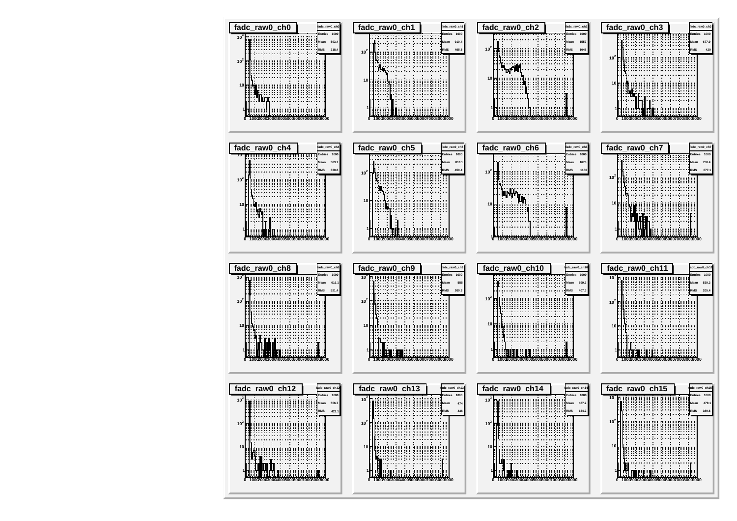| Histogram | Entries | Mean | RMS |
|---|---|---|---|
| fadc_raw0_ch0 | 1000 | 593.4 | 318.4 |
| fadc_raw0_ch1 | 1000 | 910.4 | 495.8 |
| fadc_raw0_ch2 | 1000 | 1557 | 1048 |
| fadc_raw0_ch3 | 1000 | 677.9 | 429 |
| fadc_raw0_ch4 | 1000 | 583.7 | 330.8 |
| fadc_raw0_ch5 | 1000 | 813.1 | 450.4 |
| fadc_raw0_ch6 | 1000 | 1678 | 1186 |
| fadc_raw0_ch7 | 1000 | 758.4 | 677.1 |
| fadc_raw0_ch8 | 1000 | 616.1 | 521.4 |
| fadc_raw0_ch9 | 1000 | 555 | 260.3 |
| fadc_raw0_ch10 | 1000 | 599.3 | 407.3 |
| fadc_raw0_ch11 | 1000 | 539.3 | 205.4 |
| fadc_raw0_ch12 | 1000 | 556.7 | 421.1 |
| fadc_raw0_ch13 | 1000 | 474 | 436 |
| fadc_raw0_ch14 | 1000 | 467.2 | 134.2 |
| fadc_raw0_ch15 | 1000 | 479.1 | 389.6 |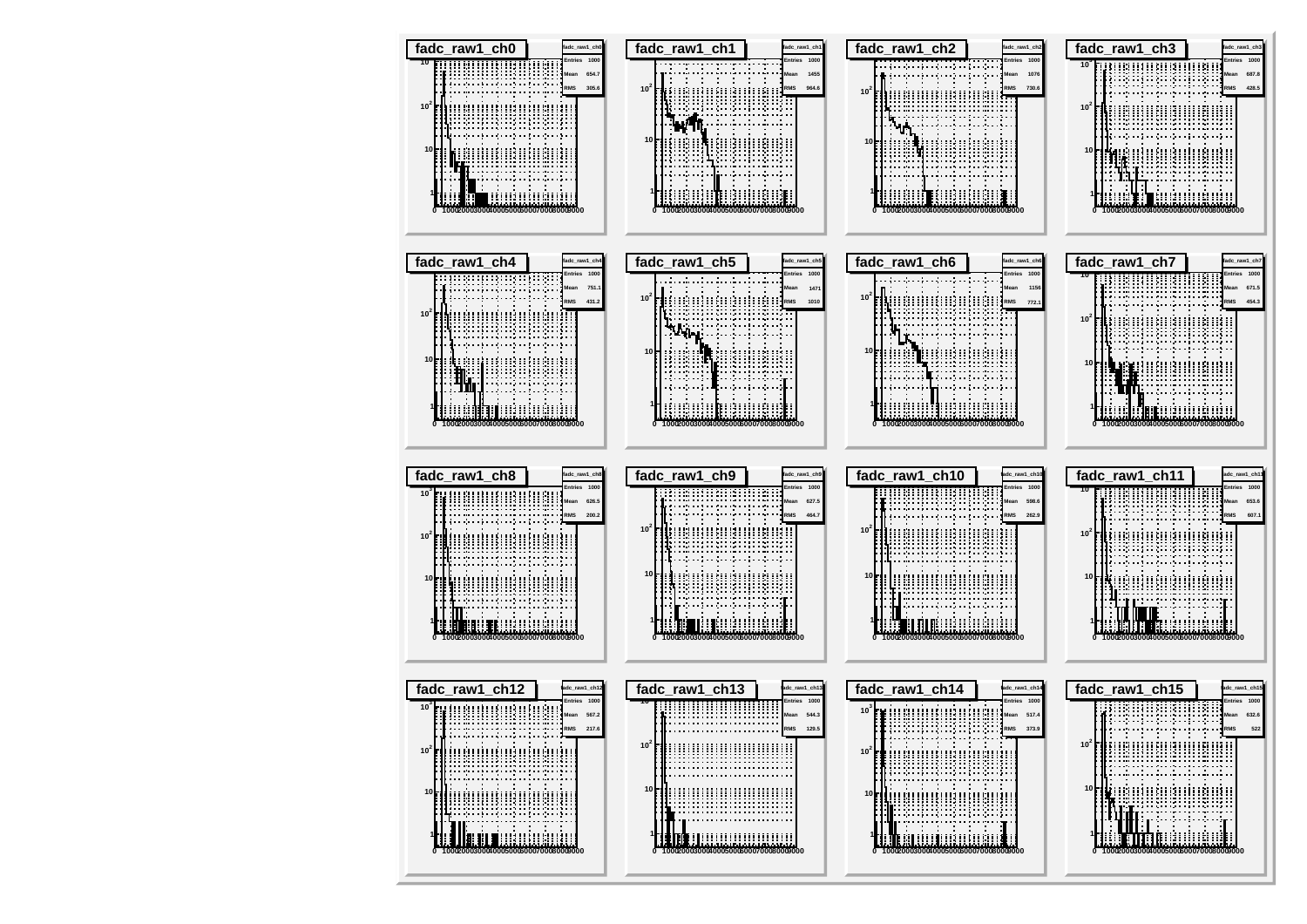| Histogram | Entries | Mean | RMS |
| --- | --- | --- | --- |
| fadc_raw1_ch0 | 1000 | 654.7 | 305.6 |
| fadc_raw1_ch1 | 1000 | 1455 | 964.6 |
| fadc_raw1_ch2 | 1000 | 1076 | 730.6 |
| fadc_raw1_ch3 | 1000 | 687.8 | 428.5 |
| fadc_raw1_ch4 | 1000 | 751.1 | 431.2 |
| fadc_raw1_ch5 | 1000 | 1471 | 1010 |
| fadc_raw1_ch6 | 1000 | 1156 | 772.1 |
| fadc_raw1_ch7 | 1000 | 671.5 | 454.3 |
| fadc_raw1_ch8 | 1000 | 626.5 | 200.2 |
| fadc_raw1_ch9 | 1000 | 627.5 | 464.7 |
| fadc_raw1_ch10 | 1000 | 598.6 | 262.9 |
| fadc_raw1_ch11 | 1000 | 653.6 | 607.1 |
| fadc_raw1_ch12 | 1000 | 567.2 | 217.6 |
| fadc_raw1_ch13 | 1000 | 544.3 | 129.5 |
| fadc_raw1_ch14 | 1000 | 517.4 | 373.9 |
| fadc_raw1_ch15 | 1000 | 632.6 | 522 |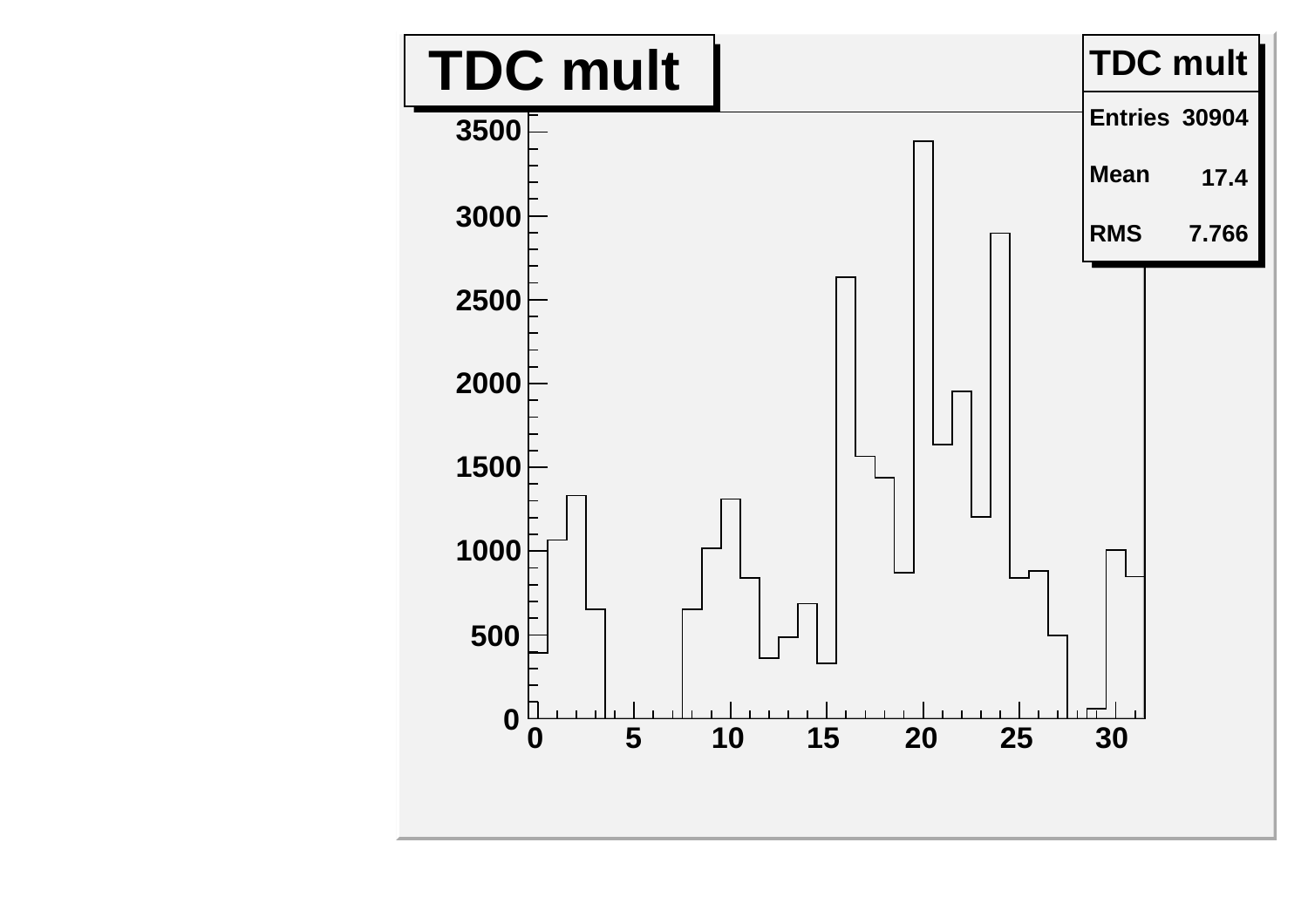# TDC mult

| TDC mult | |
|---|---|
| Entries | 30904 |
| Mean | 17.4 |
| RMS | 7.766 |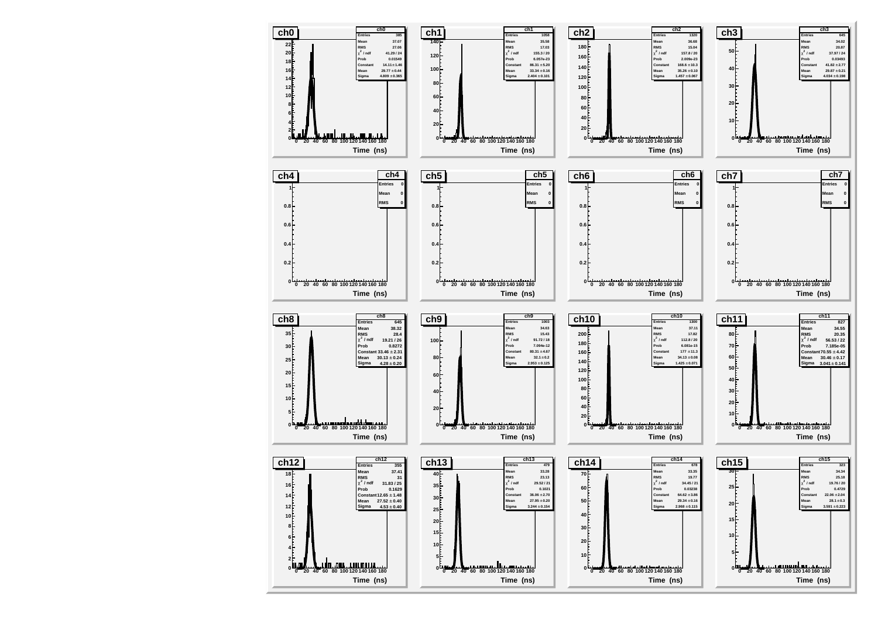| Channel | Entries | Mean | RMS | $\chi^2$ / ndf | Prob | Constant | Mean (fit) | Sigma |
|---|---|---|---|---|---|---|---|---|
| ch0 | 385 | 37.07 | 27.06 | 41.29 / 24 | 0.01549 | $14.11 \pm 1.46$ | $29.77 \pm 0.44$ | $4.809 \pm 0.365$ |
| ch1 | 1058 | 35.58 | 17.03 | 155.3 / 20 | 6.057e-23 | $86.31 \pm 5.20$ | $33.34 \pm 0.16$ | $2.404 \pm 0.101$ |
| ch2 | 1320 | 36.68 | 15.04 | 157.8 / 20 | 2.009e-23 | $168.6 \pm 10.3$ | $35.26 \pm 0.10$ | $1.457 \pm 0.067$ |
| ch3 | 645 | 34.02 | 20.87 | 37.97 / 24 | 0.03493 | $41.82 \pm 2.77$ | $29.87 \pm 0.21$ | $4.034 \pm 0.198$ |
| ch4 | 0 | 0 | 0 | | | | | |
| ch5 | 0 | 0 | 0 | | | | | |
| ch6 | 0 | 0 | 0 | | | | | |
| ch7 | 0 | 0 | 0 | | | | | |
| ch8 | 645 | 38.32 | 28.4 | 19.21 / 26 | 0.8272 | $33.46 \pm 2.31$ | $30.13 \pm 0.24$ | $4.28 \pm 0.20$ |
| ch9 | 1003 | 34.63 | 15.43 | 91.72 / 18 | 7.094e-12 | $80.31 \pm 4.67$ | $32.1 \pm 0.2$ | $2.953 \pm 0.125$ |
| ch10 | 1300 | 37.11 | 17.82 | 112.8 / 20 | 6.081e-15 | $177 \pm 11.3$ | $34.13 \pm 0.08$ | $1.425 \pm 0.071$ |
| ch11 | 827 | 34.55 | 20.35 | 56.53 / 22 | 7.185e-05 | $70.55 \pm 4.42$ | $30.46 \pm 0.17$ | $3.041 \pm 0.141$ |
| ch12 | 355 | 37.41 | 31 | 31.83 / 25 | 0.1629 | $12.65 \pm 1.48$ | $27.52 \pm 0.40$ | $4.53 \pm 0.40$ |
| ch13 | 479 | 33.28 | 23.13 | 29.52 / 21 | 0.1021 | $36.06 \pm 2.70$ | $27.95 \pm 0.20$ | $3.244 \pm 0.154$ |
| ch14 | 678 | 33.35 | 19.77 | 34.45 / 21 | 0.03238 | $64.62 \pm 3.86$ | $29.34 \pm 0.16$ | $2.968 \pm 0.115$ |
| ch15 | 323 | 34.34 | 25.18 | 19.76 / 20 | 0.4729 | $22.06 \pm 2.04$ | $28.1 \pm 0.3$ | $3.591 \pm 0.223$ |

Time (ns)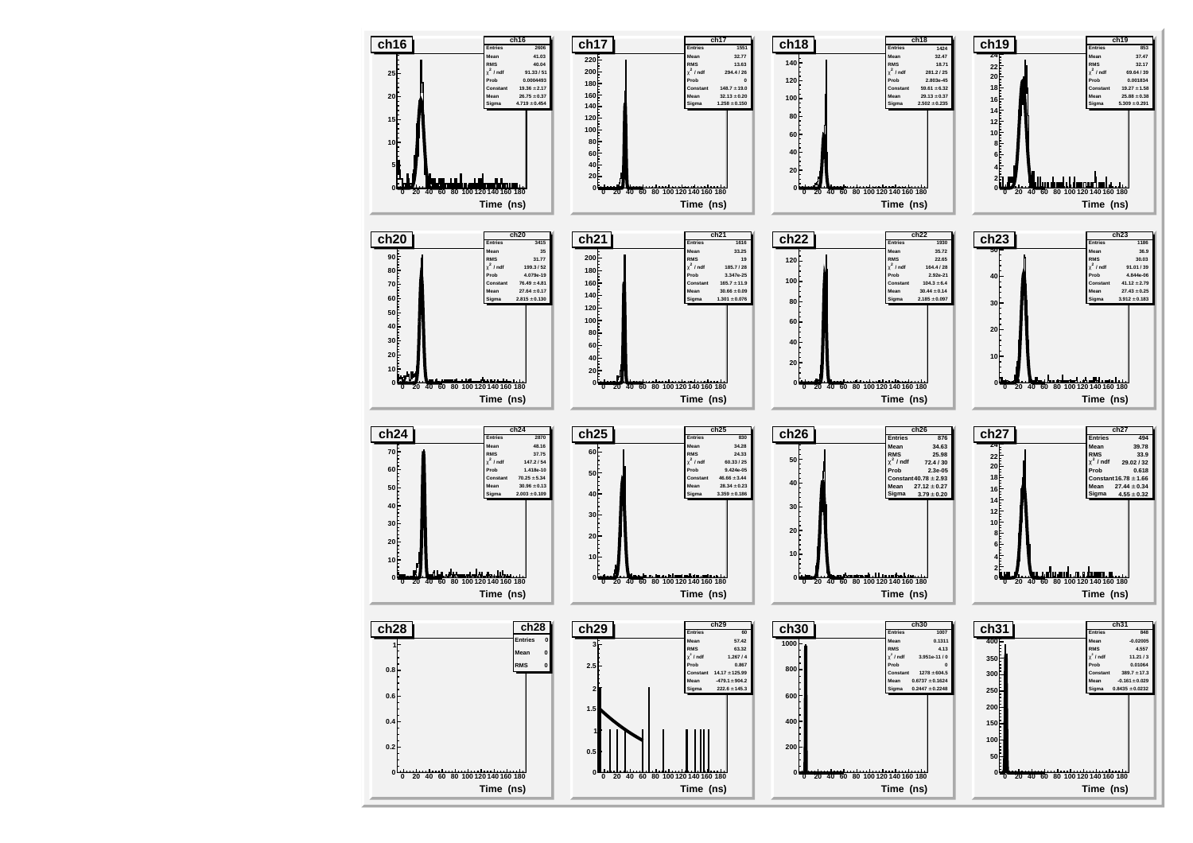ch16
Entries 2606
Mean 41.03
RMS 40.04
$\chi^2$ / ndf 91.33 / 51
Prob 0.0004493
Constant 19.36 ± 2.17
Mean 26.75 ± 0.37
Sigma 4.719 ± 0.454
Time (ns)

ch17
Entries 1551
Mean 32.77
RMS 13.63
$\chi^2$ / ndf 294.4 / 26
Prob 0
Constant 148.7 ± 19.0
Mean 32.13 ± 0.20
Sigma 1.258 ± 0.150
Time (ns)

ch18
Entries 1424
Mean 32.47
RMS 18.71
$\chi^2$ / ndf 281.2 / 25
Prob 2.803e-45
Constant 59.61 ± 6.32
Mean 29.13 ± 0.37
Sigma 2.502 ± 0.235
Time (ns)

ch19
Entries 853
Mean 37.47
RMS 32.17
$\chi^2$ / ndf 69.64 / 39
Prob 0.001834
Constant 19.27 ± 1.59
Mean 25.88 ± 0.38
Sigma 5.309 ± 0.291
Time (ns)

ch20
Entries 3415
Mean 35
RMS 31.77
$\chi^2$ / ndf 199.3 / 52
Prob 4.079e-19
Constant 76.49 ± 4.81
Mean 27.84 ± 0.17
Sigma 2.815 ± 0.130
Time (ns)

ch21
Entries 1616
Mean 33.25
RMS 19
$\chi^2$ / ndf 185.7 / 28
Prob 3.347e-25
Constant 165.7 ± 11.9
Mean 30.66 ± 0.09
Sigma 1.301 ± 0.076
Time (ns)

ch22
Entries 1930
Mean 35.72
RMS 22.65
$\chi^2$ / ndf 164.4 / 28
Prob 2.92e-21
Constant 104.3 ± 6.4
Mean 30.44 ± 0.14
Sigma 2.185 ± 0.097
Time (ns)

ch23
Entries 1186
Mean 36.9
RMS 30.03
$\chi^2$ / ndf 91.01 / 39
Prob 4.844e-06
Constant 41.12 ± 2.79
Mean 27.43 ± 0.25
Sigma 3.912 ± 0.183
Time (ns)

ch24
Entries 2870
Mean 48.16
RMS 37.75
$\chi^2$ / ndf 147.2 / 54
Prob 1.418e-10
Constant 70.25 ± 5.34
Mean 30.96 ± 0.13
Sigma 2.003 ± 0.109
Time (ns)

ch25
Entries 830
Mean 34.28
RMS 24.33
$\chi^2$ / ndf 60.33 / 25
Prob 9.424e-05
Constant 46.66 ± 3.44
Mean 28.34 ± 0.23
Sigma 3.359 ± 0.186
Time (ns)

ch26
Entries 876
Mean 34.63
RMS 25.98
$\chi^2$ / ndf 72.4 / 30
Prob 2.3e-05
Constant 40.78 ± 2.93
Mean 27.12 ± 0.27
Sigma 3.79 ± 0.20
Time (ns)

ch27
Entries 494
Mean 39.78
RMS 33.9
$\chi^2$ / ndf 29.02 / 32
Prob 0.618
Constant 16.78 ± 1.66
Mean 27.44 ± 0.34
Sigma 4.55 ± 0.32
Time (ns)

ch28
Entries 0
Mean 0
RMS 0
Time (ns)

ch29
Entries 60
Mean 57.42
RMS 63.32
$\chi^2$ / ndf 1.267 / 4
Prob 0.867
Constant 14.17 ± 125.99
Mean -479.1 ± 904.2
Sigma 222.6 ± 145.3
Time (ns)

ch30
Entries 1007
Mean 0.1311
RMS 4.13
$\chi^2$ / ndf 3.951e-11 / 0
Prob 0
Constant 1278 ± 604.5
Mean 0.6737 ± 0.1624
Sigma 0.2447 ± 0.2240
Time (ns)

ch31
Entries 848
Mean -0.02005
RMS 4.557
$\chi^2$ / ndf 11.21 / 3
Prob 0.01064
Constant 389.7 ± 17.3
Mean -0.161 ± 0.029
Sigma 0.8435 ± 0.0232
Time (ns)